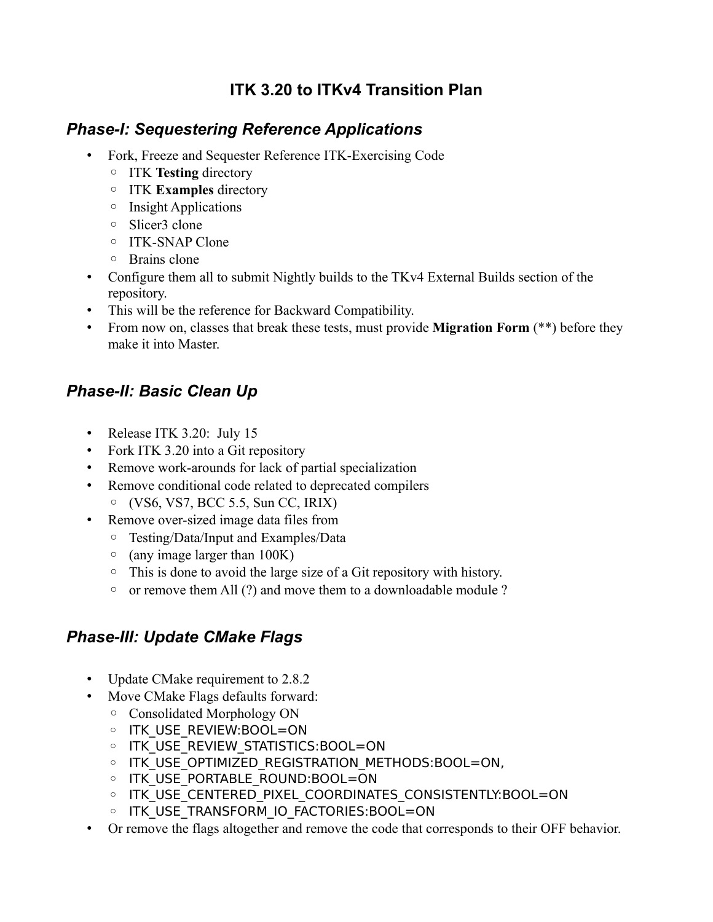# ITK 3.20 to ITKv4 Transition Plan

## *Phase-I: Sequestering Reference Applications*

- Fork, Freeze and Sequester Reference ITK-Exercising Code
  - ITK **Testing** directory
  - ITK **Examples** directory
  - Insight Applications
  - Slicer3 clone
  - ITK-SNAP Clone
  - Brains clone
- Configure them all to submit Nightly builds to the TKv4 External Builds section of the repository.
- This will be the reference for Backward Compatibility.
- From now on, classes that break these tests, must provide **Migration Form** (**) before they make it into Master.

## *Phase-II: Basic Clean Up*

- Release ITK 3.20: July 15
- Fork ITK 3.20 into a Git repository
- Remove work-arounds for lack of partial specialization
- Remove conditional code related to deprecated compilers
  - (VS6, VS7, BCC 5.5, Sun CC, IRIX)
- Remove over-sized image data files from
  - Testing/Data/Input and Examples/Data
  - (any image larger than 100K)
  - This is done to avoid the large size of a Git repository with history.
  - or remove them All (?) and move them to a downloadable module ?

## *Phase-III: Update CMake Flags*

- Update CMake requirement to 2.8.2
- Move CMake Flags defaults forward:
  - Consolidated Morphology ON
  - ITK_USE_REVIEW:BOOL=ON
  - ITK_USE_REVIEW_STATISTICS:BOOL=ON
  - ITK_USE_OPTIMIZED_REGISTRATION_METHODS:BOOL=ON,
  - ITK_USE_PORTABLE_ROUND:BOOL=ON
  - ITK_USE_CENTERED_PIXEL_COORDINATES_CONSISTENTLY:BOOL=ON
  - ITK_USE_TRANSFORM_IO_FACTORIES:BOOL=ON
- Or remove the flags altogether and remove the code that corresponds to their OFF behavior.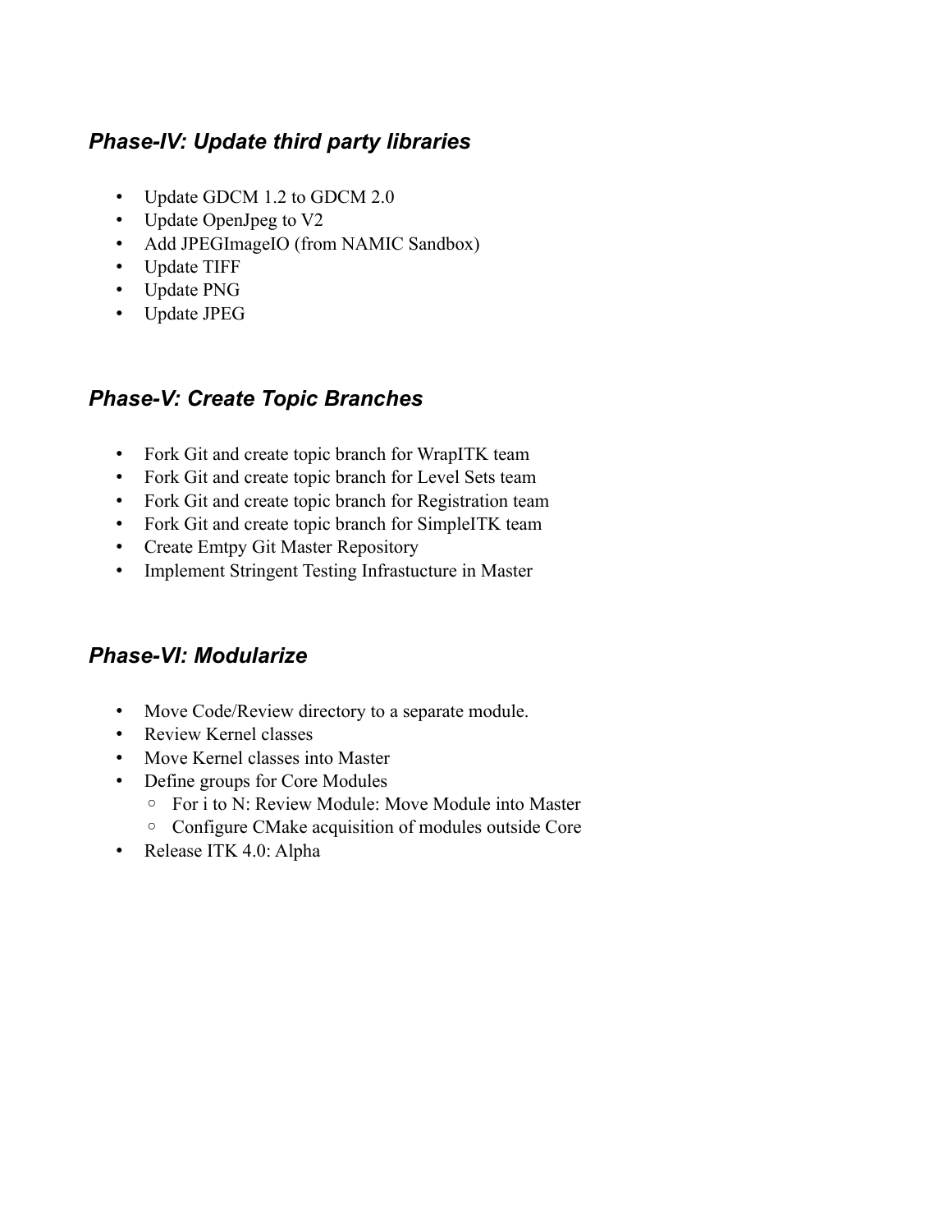### *Phase-IV: Update third party libraries*

- Update GDCM 1.2 to GDCM 2.0
- Update OpenJpeg to V2
- Add JPEGImageIO (from NAMIC Sandbox)
- Update TIFF
- Update PNG
- Update JPEG

### *Phase-V: Create Topic Branches*

- Fork Git and create topic branch for WrapITK team
- Fork Git and create topic branch for Level Sets team
- Fork Git and create topic branch for Registration team
- Fork Git and create topic branch for SimpleITK team
- Create Emtpy Git Master Repository
- Implement Stringent Testing Infrastucture in Master

### *Phase-VI: Modularize*

- Move Code/Review directory to a separate module.
- Review Kernel classes
- Move Kernel classes into Master
- Define groups for Core Modules
    - For i to N: Review Module: Move Module into Master
    - Configure CMake acquisition of modules outside Core
- Release ITK 4.0: Alpha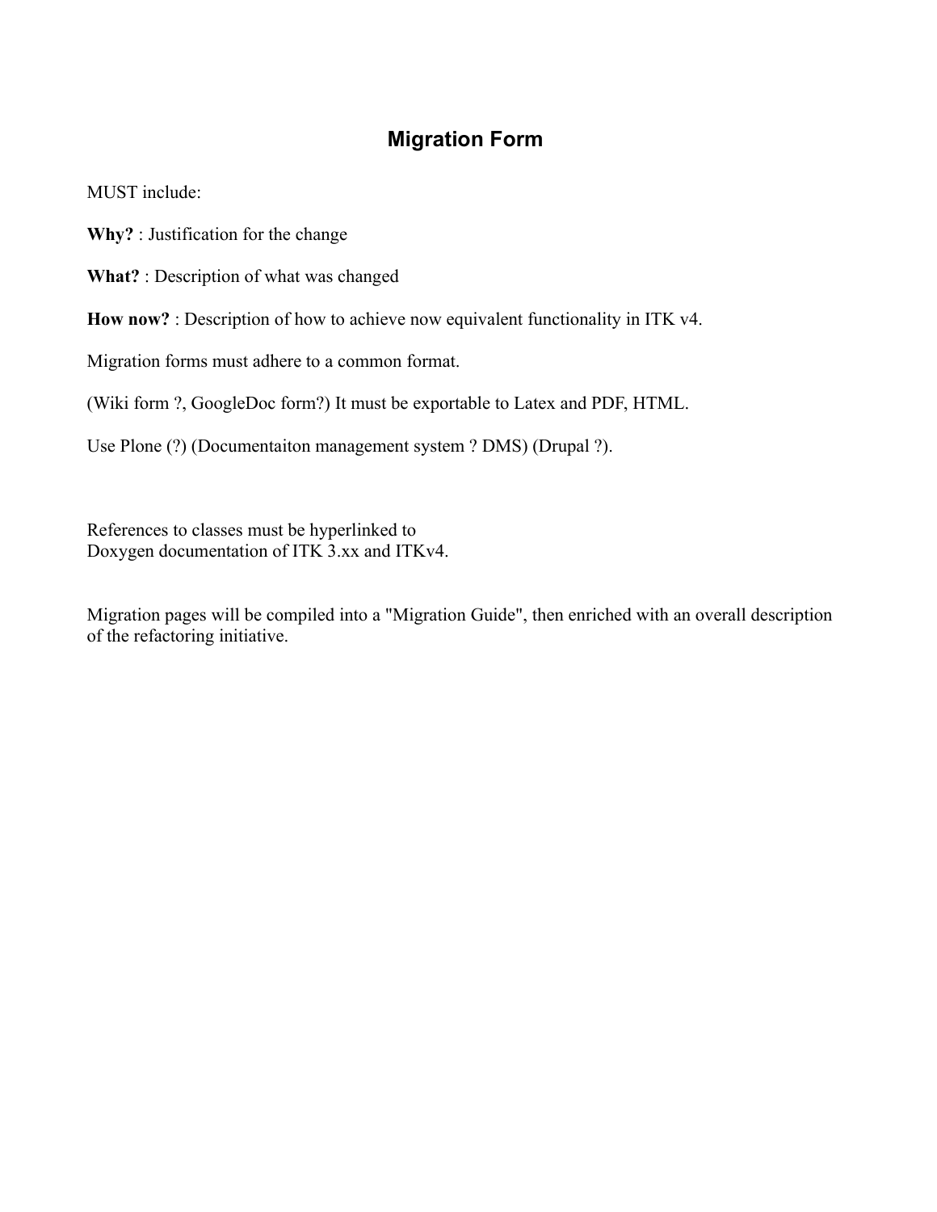# Migration Form

MUST include:

**Why?** : Justification for the change

**What?** : Description of what was changed

**How now?** : Description of how to achieve now equivalent functionality in ITK v4.

Migration forms must adhere to a common format.

(Wiki form ?, GoogleDoc form?) It must be exportable to Latex and PDF, HTML.

Use Plone (?) (Documentaiton management system ? DMS) (Drupal ?).

References to classes must be hyperlinked to
Doxygen documentation of ITK 3.xx and ITKv4.

Migration pages will be compiled into a "Migration Guide", then enriched with an overall description of the refactoring initiative.